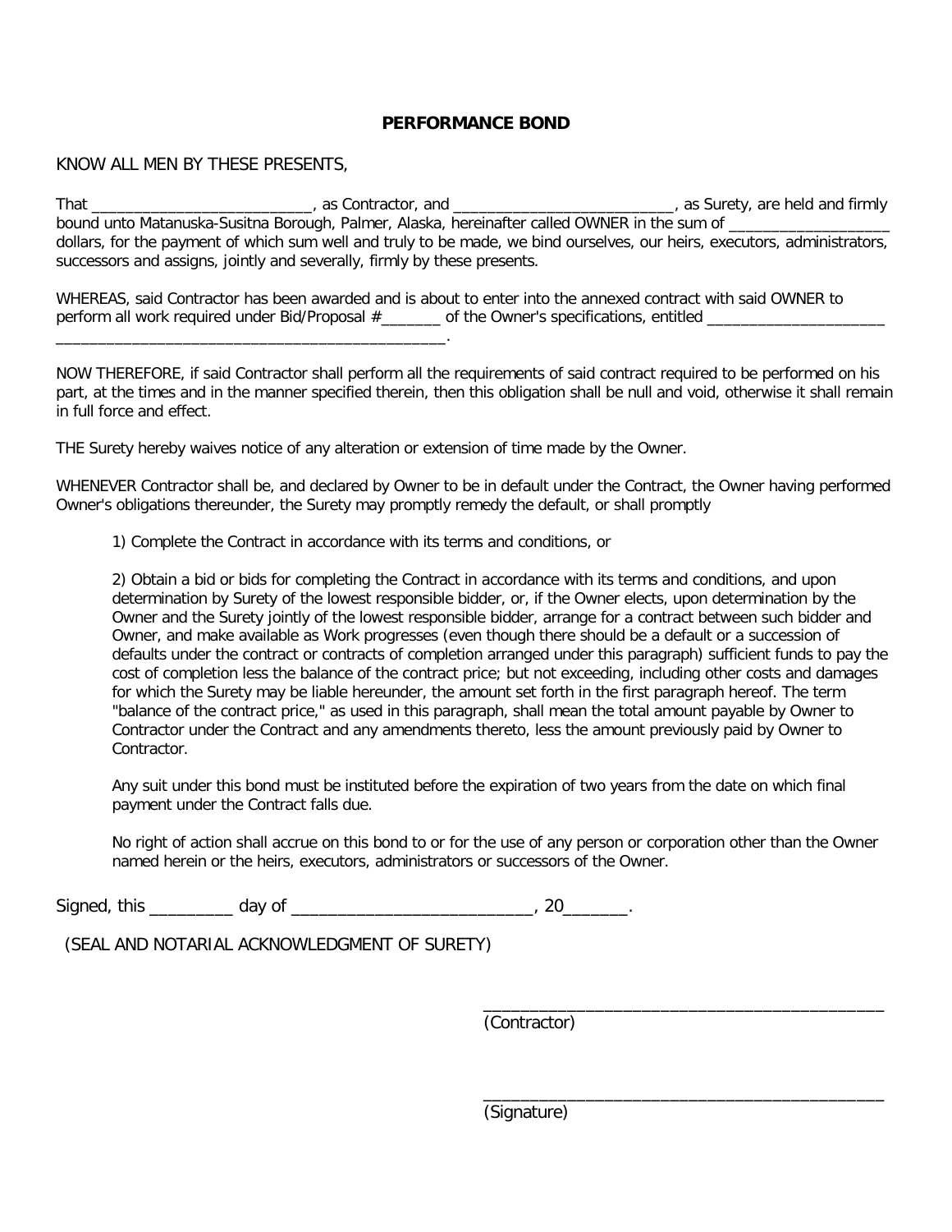**PERFORMANCE BOND**

KNOW ALL MEN BY THESE PRESENTS,

That __________________________, as Contractor, and __________________________, as Surety, are held and firmly bound unto Matanuska-Susitna Borough, Palmer, Alaska, hereinafter called OWNER in the sum of ___________________ dollars, for the payment of which sum well and truly to be made, we bind ourselves, our heirs, executors, administrators, successors and assigns, jointly and severally, firmly by these presents.

WHEREAS, said Contractor has been awarded and is about to enter into the annexed contract with said OWNER to perform all work required under Bid/Proposal #_______ of the Owner's specifications, entitled _____________________ _______________________________________________.

NOW THEREFORE, if said Contractor shall perform all the requirements of said contract required to be performed on his part, at the times and in the manner specified therein, then this obligation shall be null and void, otherwise it shall remain in full force and effect.

THE Surety hereby waives notice of any alteration or extension of time made by the Owner.

WHENEVER Contractor shall be, and declared by Owner to be in default under the Contract, the Owner having performed Owner's obligations thereunder, the Surety may promptly remedy the default, or shall promptly

1) Complete the Contract in accordance with its terms and conditions, or

2) Obtain a bid or bids for completing the Contract in accordance with its terms and conditions, and upon determination by Surety of the lowest responsible bidder, or, if the Owner elects, upon determination by the Owner and the Surety jointly of the lowest responsible bidder, arrange for a contract between such bidder and Owner, and make available as Work progresses (even though there should be a default or a succession of defaults under the contract or contracts of completion arranged under this paragraph) sufficient funds to pay the cost of completion less the balance of the contract price; but not exceeding, including other costs and damages for which the Surety may be liable hereunder, the amount set forth in the first paragraph hereof. The term "balance of the contract price," as used in this paragraph, shall mean the total amount payable by Owner to Contractor under the Contract and any amendments thereto, less the amount previously paid by Owner to Contractor.

Any suit under this bond must be instituted before the expiration of two years from the date on which final payment under the Contract falls due.

No right of action shall accrue on this bond to or for the use of any person or corporation other than the Owner named herein or the heirs, executors, administrators or successors of the Owner.

Signed, this _________ day of __________________________, 20_______.

(SEAL AND NOTARIAL ACKNOWLEDGMENT OF SURETY)

_____________________________________________
(Contractor)

_____________________________________________
(Signature)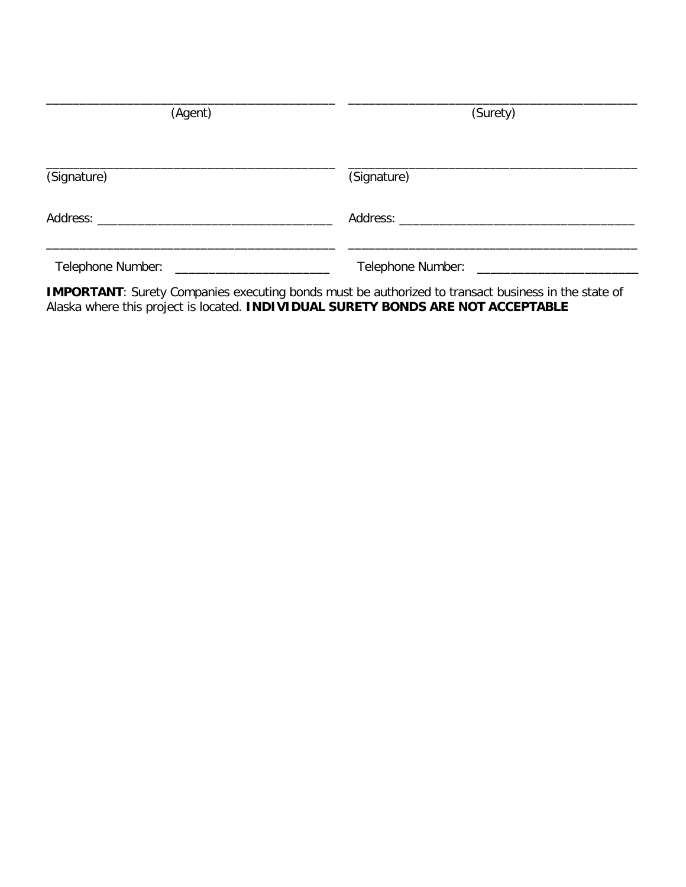| | |
|---|---|
| ______________________________________________ | ______________________________________________ |
| (Agent) | (Surety) |
| ______________________________________________ | ______________________________________________ |
| (Signature) | (Signature) |
| Address: ____________________________________ | Address: ____________________________________ |
| ______________________________________________ | ______________________________________________ |
| Telephone Number: ________________________ | Telephone Number: ________________________ |

**IMPORTANT**: Surety Companies executing bonds must be authorized to transact business in the state of Alaska where this project is located. **INDIVIDUAL SURETY BONDS ARE NOT ACCEPTABLE**